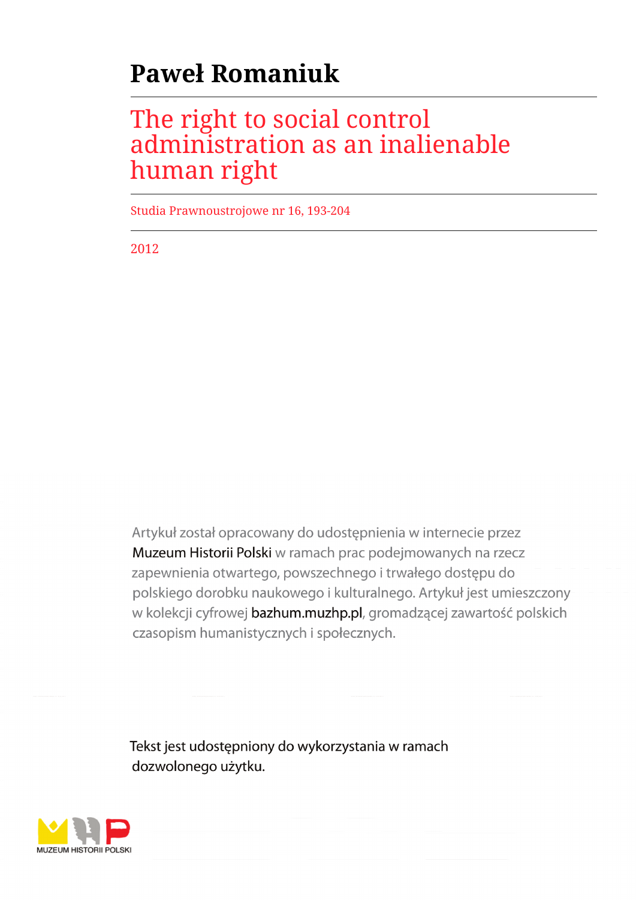# Paweł Romaniuk

## The right to social control administration as an inalienable human right

Studia Prawnoustrojowe nr 16, 193-204

2012

Artykuł został opracowany do udostępnienia w internecie przez Muzeum Historii Polski w ramach prac podejmowanych na rzecz zapewnienia otwartego, powszechnego i trwałego dostępu do polskiego dorobku naukowego i kulturalnego. Artykuł jest umieszczony w kolekcji cyfrowej bazhum.muzhp.pl, gromadzącej zawartość polskich czasopism humanistycznych i społecznych.

Tekst jest udostępniony do wykorzystania w ramach dozwolonego użytku.

MUZEUM HISTORII POLSKI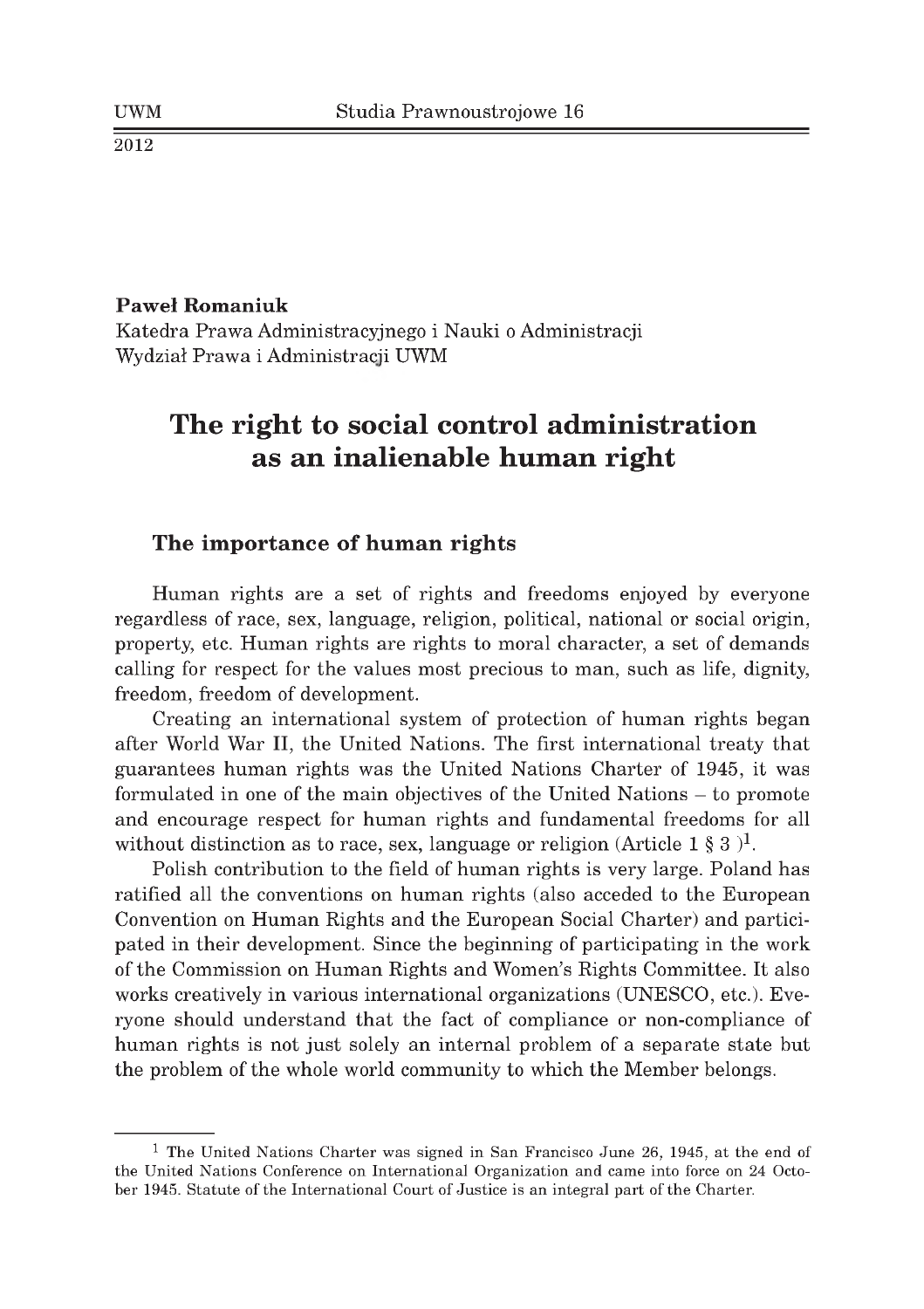**Paweł Romaniuk**
Katedra Prawa Administracyjnego i Nauki o Administracji
Wydział Prawa i Administracji UWM

# The right to social control administration as an inalienable human right

## The importance of human rights

Human rights are a set of rights and freedoms enjoyed by everyone regardless of race, sex, language, religion, political, national or social origin, property, etc. Human rights are rights to moral character, a set of demands calling for respect for the values most precious to man, such as life, dignity, freedom, freedom of development.

Creating an international system of protection of human rights began after World War II, the United Nations. The first international treaty that guarantees human rights was the United Nations Charter of 1945, it was formulated in one of the main objectives of the United Nations – to promote and encourage respect for human rights and fundamental freedoms for all without distinction as to race, sex, language or religion (Article 1 § 3 )[1].

Polish contribution to the field of human rights is very large. Poland has ratified all the conventions on human rights (also acceded to the European Convention on Human Rights and the European Social Charter) and participated in their development. Since the beginning of participating in the work of the Commission on Human Rights and Women's Rights Committee. It also works creatively in various international organizations (UNESCO, etc.). Everyone should understand that the fact of compliance or non-compliance of human rights is not just solely an internal problem of a separate state but the problem of the whole world community to which the Member belongs.

---

[1] The United Nations Charter was signed in San Francisco June 26, 1945, at the end of the United Nations Conference on International Organization and came into force on 24 October 1945. Statute of the International Court of Justice is an integral part of the Charter.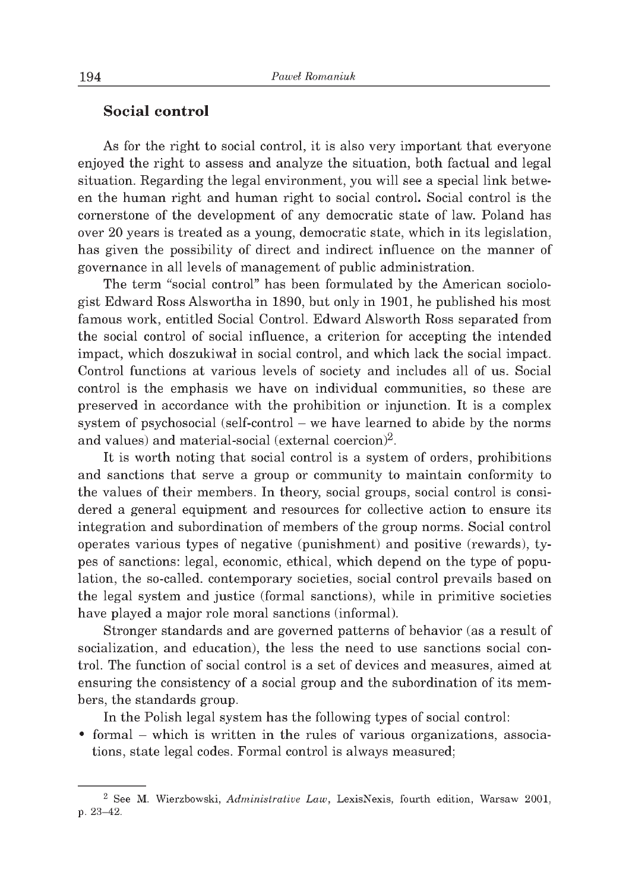## Social control

As for the right to social control, it is also very important that everyone enjoyed the right to assess and analyze the situation, both factual and legal situation. Regarding the legal environment, you will see a special link between the human right and human right to social control. Social control is the cornerstone of the development of any democratic state of law. Poland has over 20 years is treated as a young, democratic state, which in its legislation, has given the possibility of direct and indirect influence on the manner of governance in all levels of management of public administration.

The term "social control" has been formulated by the American sociologist Edward Ross Alswortha in 1890, but only in 1901, he published his most famous work, entitled Social Control. Edward Alsworth Ross separated from the social control of social influence, a criterion for accepting the intended impact, which doszukiwał in social control, and which lack the social impact. Control functions at various levels of society and includes all of us. Social control is the emphasis we have on individual communities, so these are preserved in accordance with the prohibition or injunction. It is a complex system of psychosocial (self-control – we have learned to abide by the norms and values) and material-social (external coercion)[2].

It is worth noting that social control is a system of orders, prohibitions and sanctions that serve a group or community to maintain conformity to the values of their members. In theory, social groups, social control is considered a general equipment and resources for collective action to ensure its integration and subordination of members of the group norms. Social control operates various types of negative (punishment) and positive (rewards), types of sanctions: legal, economic, ethical, which depend on the type of population, the so-called. contemporary societies, social control prevails based on the legal system and justice (formal sanctions), while in primitive societies have played a major role moral sanctions (informal).

Stronger standards and are governed patterns of behavior (as a result of socialization, and education), the less the need to use sanctions social control. The function of social control is a set of devices and measures, aimed at ensuring the consistency of a social group and the subordination of its members, the standards group.

In the Polish legal system has the following types of social control:

- formal – which is written in the rules of various organizations, associations, state legal codes. Formal control is always measured;

[2] See M. Wierzbowski, *Administrative Law*, LexisNexis, fourth edition, Warsaw 2001, p. 23–42.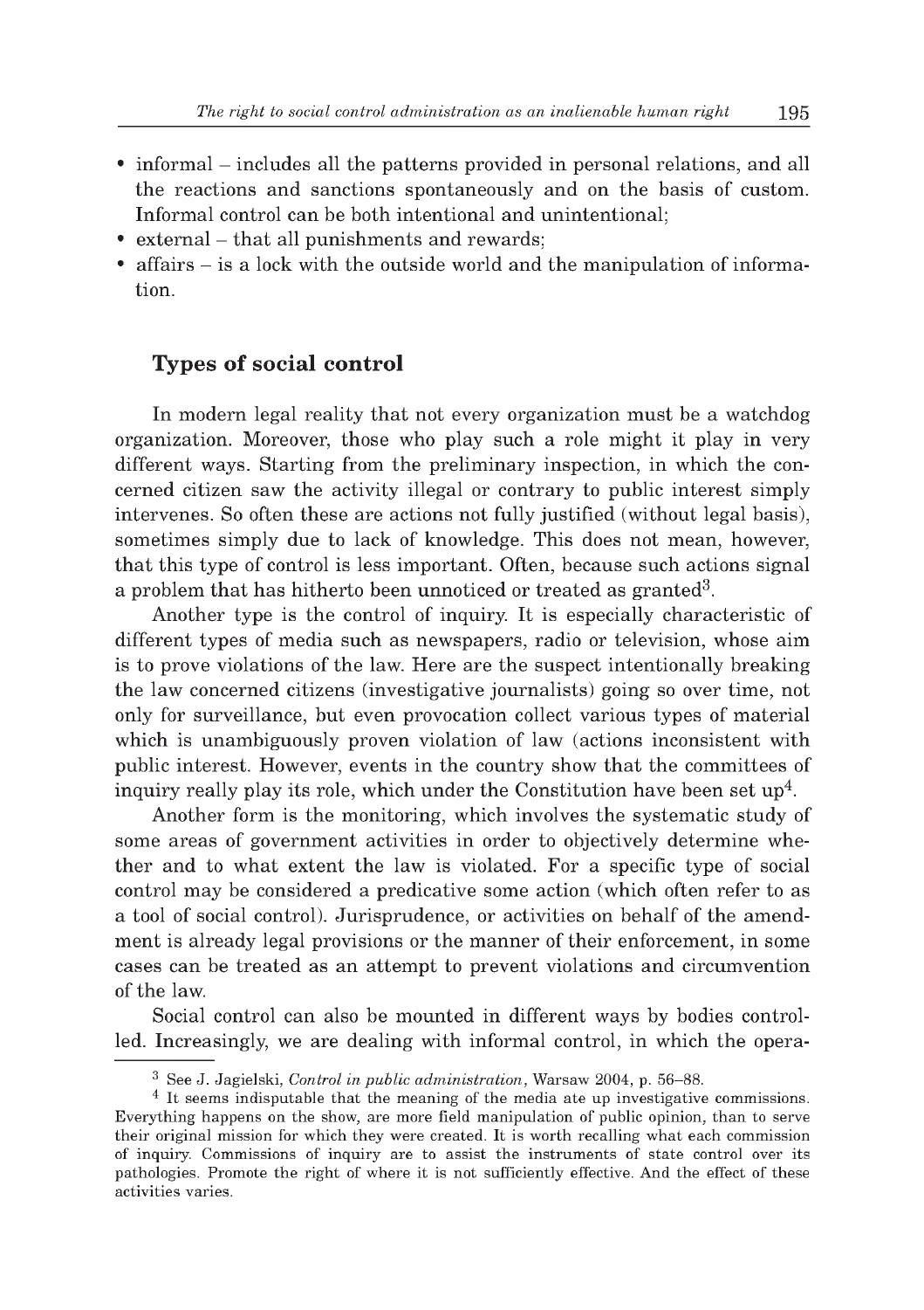- informal – includes all the patterns provided in personal relations, and all the reactions and sanctions spontaneously and on the basis of custom. Informal control can be both intentional and unintentional;
- external – that all punishments and rewards;
- affairs – is a lock with the outside world and the manipulation of information.

## Types of social control

In modern legal reality that not every organization must be a watchdog organization. Moreover, those who play such a role might it play in very different ways. Starting from the preliminary inspection, in which the concerned citizen saw the activity illegal or contrary to public interest simply intervenes. So often these are actions not fully justified (without legal basis), sometimes simply due to lack of knowledge. This does not mean, however, that this type of control is less important. Often, because such actions signal a problem that has hitherto been unnoticed or treated as granted[3].

Another type is the control of inquiry. It is especially characteristic of different types of media such as newspapers, radio or television, whose aim is to prove violations of the law. Here are the suspect intentionally breaking the law concerned citizens (investigative journalists) going so over time, not only for surveillance, but even provocation collect various types of material which is unambiguously proven violation of law (actions inconsistent with public interest. However, events in the country show that the committees of inquiry really play its role, which under the Constitution have been set up[4].

Another form is the monitoring, which involves the systematic study of some areas of government activities in order to objectively determine whether and to what extent the law is violated. For a specific type of social control may be considered a predicative some action (which often refer to as a tool of social control). Jurisprudence, or activities on behalf of the amendment is already legal provisions or the manner of their enforcement, in some cases can be treated as an attempt to prevent violations and circumvention of the law.

Social control can also be mounted in different ways by bodies controlled. Increasingly, we are dealing with informal control, in which the opera-

---

[3] See J. Jagielski, *Control in public administration*, Warsaw 2004, p. 56–88.

[4] It seems indisputable that the meaning of the media ate up investigative commissions. Everything happens on the show, are more field manipulation of public opinion, than to serve their original mission for which they were created. It is worth recalling what each commission of inquiry. Commissions of inquiry are to assist the instruments of state control over its pathologies. Promote the right of where it is not sufficiently effective. And the effect of these activities varies.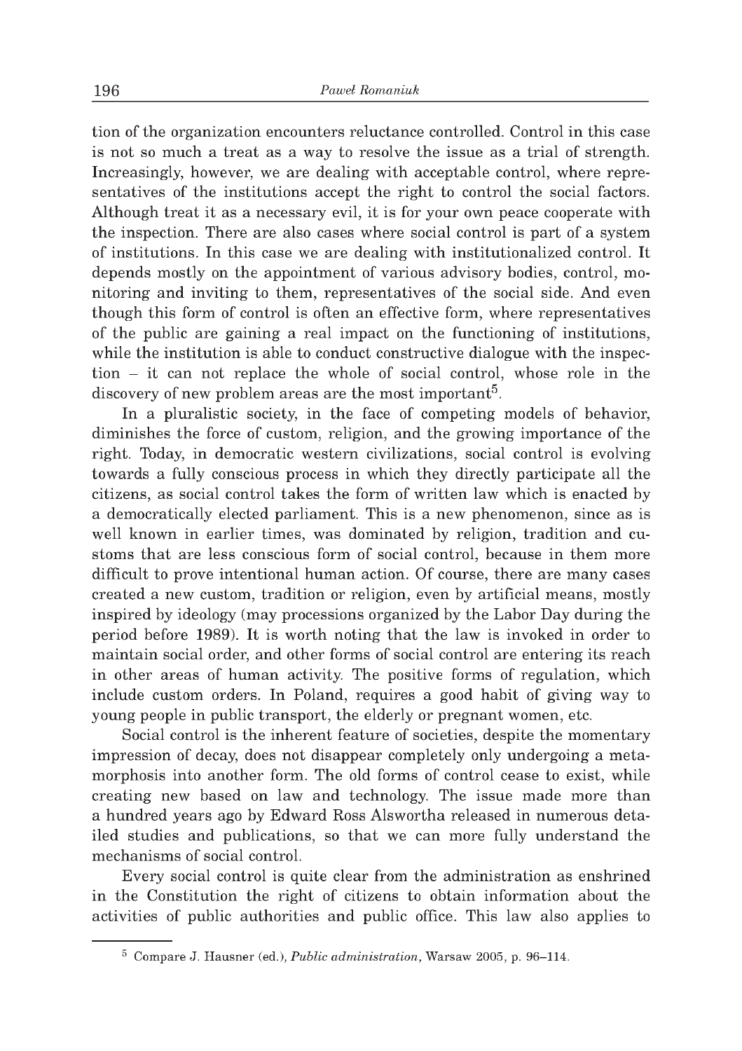tion of the organization encounters reluctance controlled. Control in this case is not so much a treat as a way to resolve the issue as a trial of strength. Increasingly, however, we are dealing with acceptable control, where representatives of the institutions accept the right to control the social factors. Although treat it as a necessary evil, it is for your own peace cooperate with the inspection. There are also cases where social control is part of a system of institutions. In this case we are dealing with institutionalized control. It depends mostly on the appointment of various advisory bodies, control, monitoring and inviting to them, representatives of the social side. And even though this form of control is often an effective form, where representatives of the public are gaining a real impact on the functioning of institutions, while the institution is able to conduct constructive dialogue with the inspection – it can not replace the whole of social control, whose role in the discovery of new problem areas are the most important[5].

In a pluralistic society, in the face of competing models of behavior, diminishes the force of custom, religion, and the growing importance of the right. Today, in democratic western civilizations, social control is evolving towards a fully conscious process in which they directly participate all the citizens, as social control takes the form of written law which is enacted by a democratically elected parliament. This is a new phenomenon, since as is well known in earlier times, was dominated by religion, tradition and customs that are less conscious form of social control, because in them more difficult to prove intentional human action. Of course, there are many cases created a new custom, tradition or religion, even by artificial means, mostly inspired by ideology (may processions organized by the Labor Day during the period before 1989). It is worth noting that the law is invoked in order to maintain social order, and other forms of social control are entering its reach in other areas of human activity. The positive forms of regulation, which include custom orders. In Poland, requires a good habit of giving way to young people in public transport, the elderly or pregnant women, etc.

Social control is the inherent feature of societies, despite the momentary impression of decay, does not disappear completely only undergoing a metamorphosis into another form. The old forms of control cease to exist, while creating new based on law and technology. The issue made more than a hundred years ago by Edward Ross Alswortha released in numerous detailed studies and publications, so that we can more fully understand the mechanisms of social control.

Every social control is quite clear from the administration as enshrined in the Constitution the right of citizens to obtain information about the activities of public authorities and public office. This law also applies to

[5] Compare J. Hausner (ed.), *Public administration*, Warsaw 2005, p. 96–114.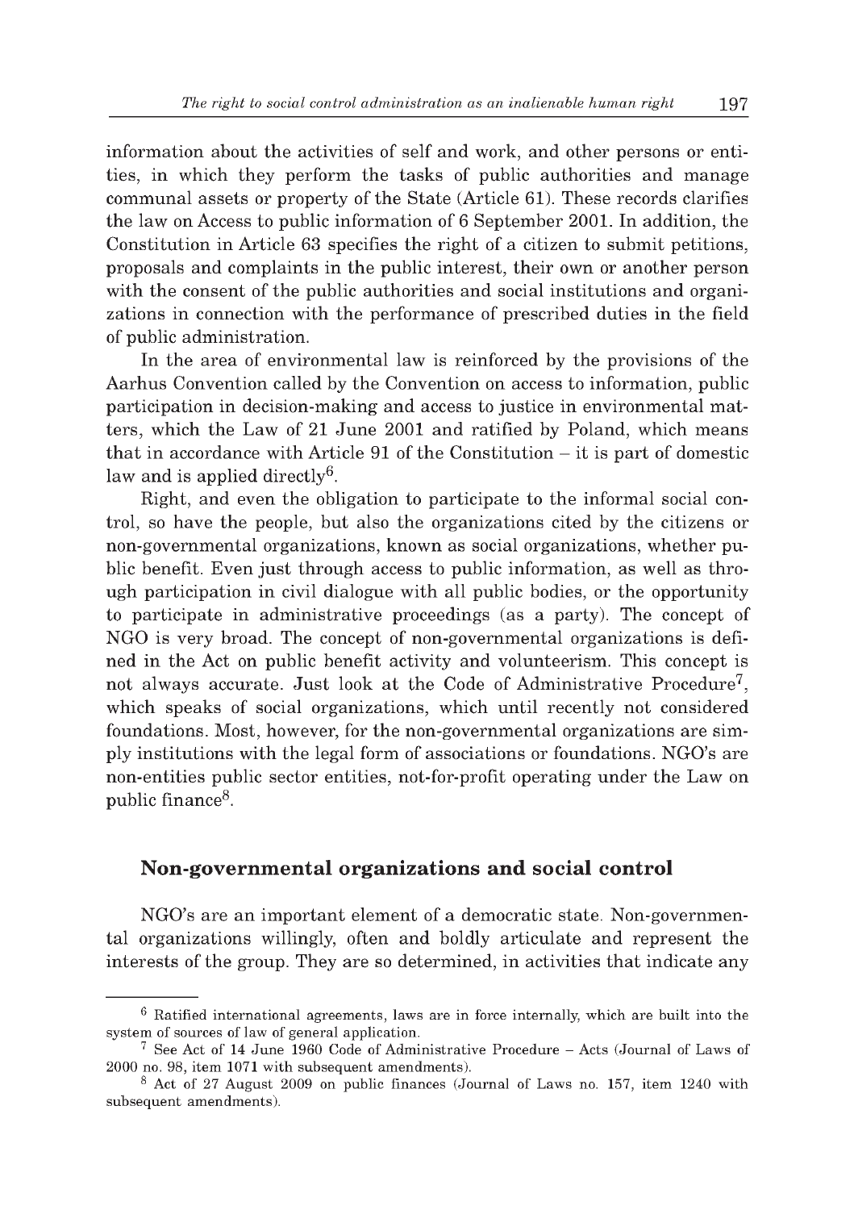information about the activities of self and work, and other persons or entities, in which they perform the tasks of public authorities and manage communal assets or property of the State (Article 61). These records clarifies the law on Access to public information of 6 September 2001. In addition, the Constitution in Article 63 specifies the right of a citizen to submit petitions, proposals and complaints in the public interest, their own or another person with the consent of the public authorities and social institutions and organizations in connection with the performance of prescribed duties in the field of public administration.

In the area of environmental law is reinforced by the provisions of the Aarhus Convention called by the Convention on access to information, public participation in decision-making and access to justice in environmental matters, which the Law of 21 June 2001 and ratified by Poland, which means that in accordance with Article 91 of the Constitution – it is part of domestic law and is applied directly[6].

Right, and even the obligation to participate to the informal social control, so have the people, but also the organizations cited by the citizens or non-governmental organizations, known as social organizations, whether public benefit. Even just through access to public information, as well as through participation in civil dialogue with all public bodies, or the opportunity to participate in administrative proceedings (as a party). The concept of NGO is very broad. The concept of non-governmental organizations is defined in the Act on public benefit activity and volunteerism. This concept is not always accurate. Just look at the Code of Administrative Procedure[7], which speaks of social organizations, which until recently not considered foundations. Most, however, for the non-governmental organizations are simply institutions with the legal form of associations or foundations. NGO's are non-entities public sector entities, not-for-profit operating under the Law on public finance[8].

## Non-governmental organizations and social control

NGO's are an important element of a democratic state. Non-governmental organizations willingly, often and boldly articulate and represent the interests of the group. They are so determined, in activities that indicate any

---

[6] Ratified international agreements, laws are in force internally, which are built into the system of sources of law of general application.

[7] See Act of 14 June 1960 Code of Administrative Procedure – Acts (Journal of Laws of 2000 no. 98, item 1071 with subsequent amendments).

[8] Act of 27 August 2009 on public finances (Journal of Laws no. 157, item 1240 with subsequent amendments).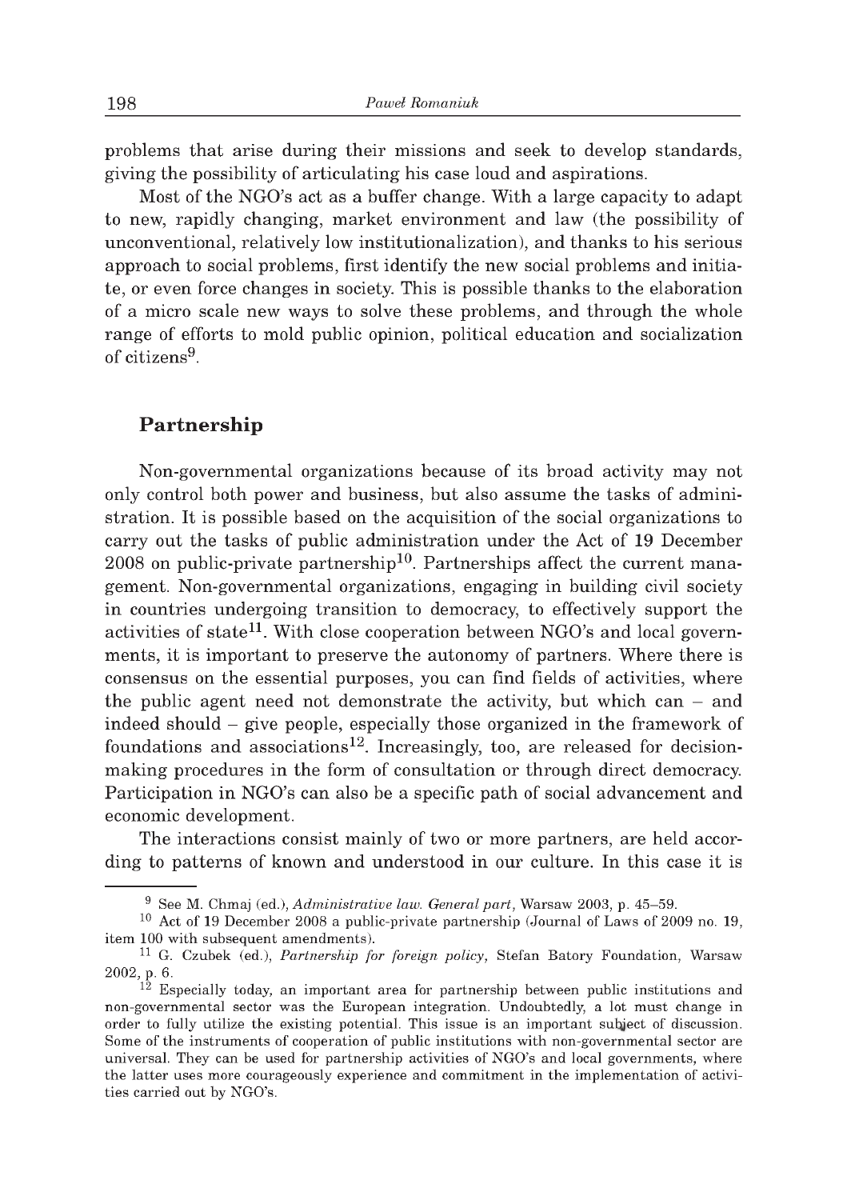problems that arise during their missions and seek to develop standards, giving the possibility of articulating his case loud and aspirations.

Most of the NGO's act as a buffer change. With a large capacity to adapt to new, rapidly changing, market environment and law (the possibility of unconventional, relatively low institutionalization), and thanks to his serious approach to social problems, first identify the new social problems and initiate, or even force changes in society. This is possible thanks to the elaboration of a micro scale new ways to solve these problems, and through the whole range of efforts to mold public opinion, political education and socialization of citizens[9].

## Partnership

Non-governmental organizations because of its broad activity may not only control both power and business, but also assume the tasks of administration. It is possible based on the acquisition of the social organizations to carry out the tasks of public administration under the Act of 19 December 2008 on public-private partnership[10]. Partnerships affect the current management. Non-governmental organizations, engaging in building civil society in countries undergoing transition to democracy, to effectively support the activities of state[11]. With close cooperation between NGO's and local governments, it is important to preserve the autonomy of partners. Where there is consensus on the essential purposes, you can find fields of activities, where the public agent need not demonstrate the activity, but which can – and indeed should – give people, especially those organized in the framework of foundations and associations[12]. Increasingly, too, are released for decision-making procedures in the form of consultation or through direct democracy. Participation in NGO's can also be a specific path of social advancement and economic development.

The interactions consist mainly of two or more partners, are held according to patterns of known and understood in our culture. In this case it is

---

[9] See M. Chmaj (ed.), *Administrative law. General part*, Warsaw 2003, p. 45–59.

[10] Act of 19 December 2008 a public-private partnership (Journal of Laws of 2009 no. 19, item 100 with subsequent amendments).

[11] G. Czubek (ed.), *Partnership for foreign policy*, Stefan Batory Foundation, Warsaw 2002, p. 6.

[12] Especially today, an important area for partnership between public institutions and non-governmental sector was the European integration. Undoubtedly, a lot must change in order to fully utilize the existing potential. This issue is an important subject of discussion. Some of the instruments of cooperation of public institutions with non-governmental sector are universal. They can be used for partnership activities of NGO's and local governments, where the latter uses more courageously experience and commitment in the implementation of activities carried out by NGO's.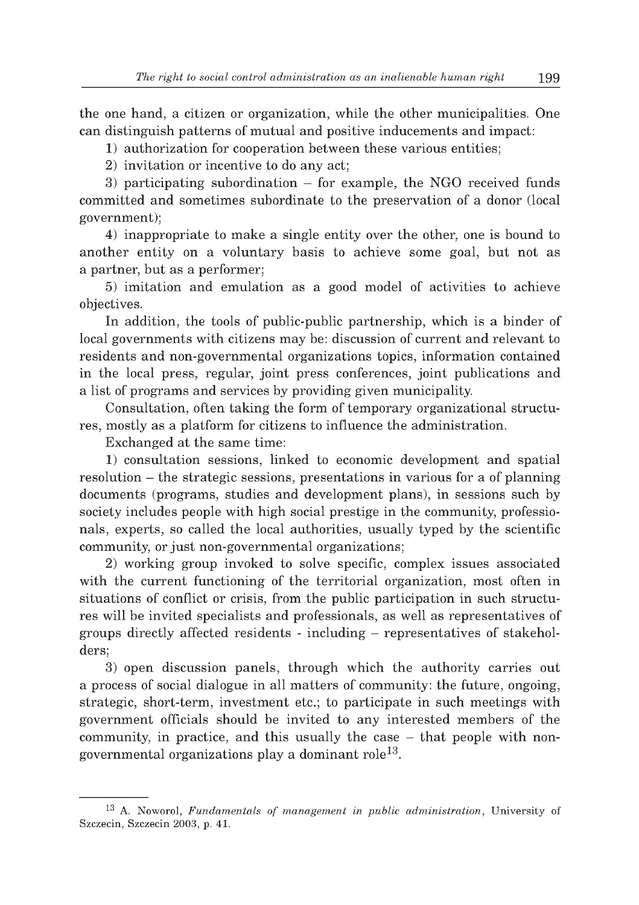the one hand, a citizen or organization, while the other municipalities. One can distinguish patterns of mutual and positive inducements and impact:

1) authorization for cooperation between these various entities;

2) invitation or incentive to do any act;

3) participating subordination – for example, the NGO received funds committed and sometimes subordinate to the preservation of a donor (local government);

4) inappropriate to make a single entity over the other, one is bound to another entity on a voluntary basis to achieve some goal, but not as a partner, but as a performer;

5) imitation and emulation as a good model of activities to achieve objectives.

In addition, the tools of public-public partnership, which is a binder of local governments with citizens may be: discussion of current and relevant to residents and non-governmental organizations topics, information contained in the local press, regular, joint press conferences, joint publications and a list of programs and services by providing given municipality.

Consultation, often taking the form of temporary organizational structures, mostly as a platform for citizens to influence the administration.

Exchanged at the same time:

1) consultation sessions, linked to economic development and spatial resolution – the strategic sessions, presentations in various for a of planning documents (programs, studies and development plans), in sessions such by society includes people with high social prestige in the community, professionals, experts, so called the local authorities, usually typed by the scientific community, or just non-governmental organizations;

2) working group invoked to solve specific, complex issues associated with the current functioning of the territorial organization, most often in situations of conflict or crisis, from the public participation in such structures will be invited specialists and professionals, as well as representatives of groups directly affected residents - including – representatives of stakeholders;

3) open discussion panels, through which the authority carries out a process of social dialogue in all matters of community: the future, ongoing, strategic, short-term, investment etc.; to participate in such meetings with government officials should be invited to any interested members of the community, in practice, and this usually the case – that people with non-governmental organizations play a dominant role[13].

---

[13] A. Noworol, *Fundamentals of management in public administration*, University of Szczecin, Szczecin 2003, p. 41.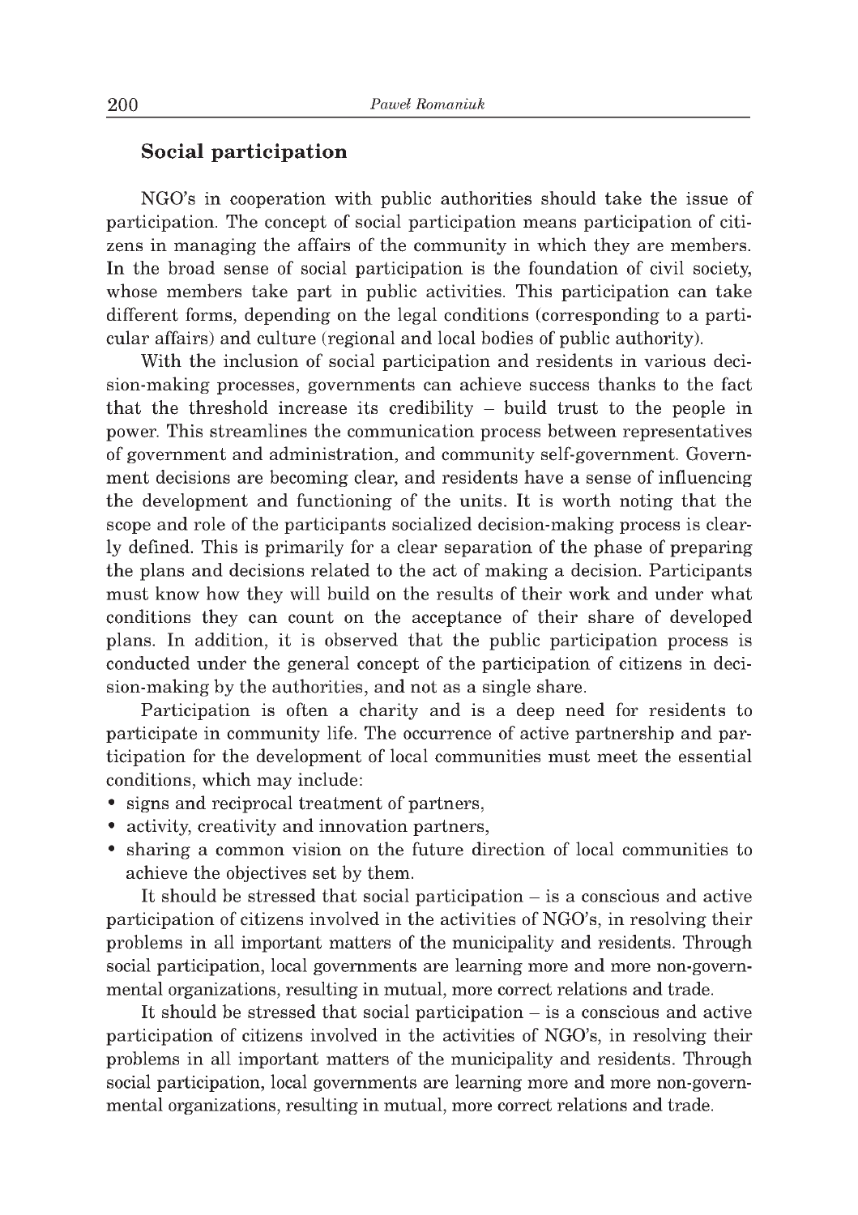## Social participation

NGO's in cooperation with public authorities should take the issue of participation. The concept of social participation means participation of citizens in managing the affairs of the community in which they are members. In the broad sense of social participation is the foundation of civil society, whose members take part in public activities. This participation can take different forms, depending on the legal conditions (corresponding to a particular affairs) and culture (regional and local bodies of public authority).

With the inclusion of social participation and residents in various decision-making processes, governments can achieve success thanks to the fact that the threshold increase its credibility – build trust to the people in power. This streamlines the communication process between representatives of government and administration, and community self-government. Government decisions are becoming clear, and residents have a sense of influencing the development and functioning of the units. It is worth noting that the scope and role of the participants socialized decision-making process is clearly defined. This is primarily for a clear separation of the phase of preparing the plans and decisions related to the act of making a decision. Participants must know how they will build on the results of their work and under what conditions they can count on the acceptance of their share of developed plans. In addition, it is observed that the public participation process is conducted under the general concept of the participation of citizens in decision-making by the authorities, and not as a single share.

Participation is often a charity and is a deep need for residents to participate in community life. The occurrence of active partnership and participation for the development of local communities must meet the essential conditions, which may include:

- signs and reciprocal treatment of partners,
- activity, creativity and innovation partners,
- sharing a common vision on the future direction of local communities to achieve the objectives set by them.

It should be stressed that social participation – is a conscious and active participation of citizens involved in the activities of NGO's, in resolving their problems in all important matters of the municipality and residents. Through social participation, local governments are learning more and more non-governmental organizations, resulting in mutual, more correct relations and trade.

It should be stressed that social participation – is a conscious and active participation of citizens involved in the activities of NGO's, in resolving their problems in all important matters of the municipality and residents. Through social participation, local governments are learning more and more non-governmental organizations, resulting in mutual, more correct relations and trade.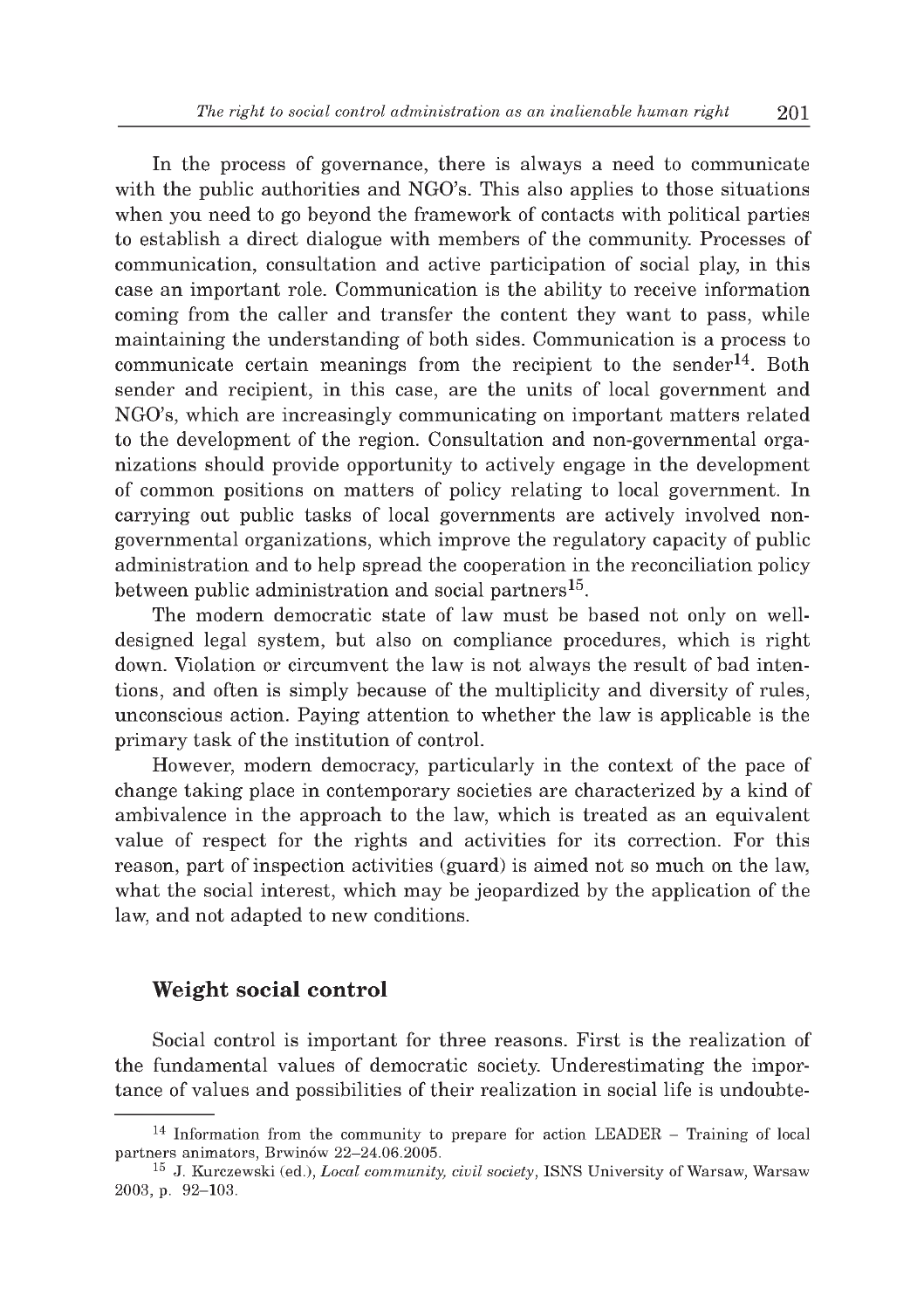In the process of governance, there is always a need to communicate with the public authorities and NGO's. This also applies to those situations when you need to go beyond the framework of contacts with political parties to establish a direct dialogue with members of the community. Processes of communication, consultation and active participation of social play, in this case an important role. Communication is the ability to receive information coming from the caller and transfer the content they want to pass, while maintaining the understanding of both sides. Communication is a process to communicate certain meanings from the recipient to the sender[14]. Both sender and recipient, in this case, are the units of local government and NGO's, which are increasingly communicating on important matters related to the development of the region. Consultation and non-governmental organizations should provide opportunity to actively engage in the development of common positions on matters of policy relating to local government. In carrying out public tasks of local governments are actively involved non-governmental organizations, which improve the regulatory capacity of public administration and to help spread the cooperation in the reconciliation policy between public administration and social partners[15].

The modern democratic state of law must be based not only on well-designed legal system, but also on compliance procedures, which is right down. Violation or circumvent the law is not always the result of bad intentions, and often is simply because of the multiplicity and diversity of rules, unconscious action. Paying attention to whether the law is applicable is the primary task of the institution of control.

However, modern democracy, particularly in the context of the pace of change taking place in contemporary societies are characterized by a kind of ambivalence in the approach to the law, which is treated as an equivalent value of respect for the rights and activities for its correction. For this reason, part of inspection activities (guard) is aimed not so much on the law, what the social interest, which may be jeopardized by the application of the law, and not adapted to new conditions.

## Weight social control

Social control is important for three reasons. First is the realization of the fundamental values of democratic society. Underestimating the importance of values and possibilities of their realization in social life is undoubte-

---

[14] Information from the community to prepare for action LEADER – Training of local partners animators, Brwinów 22–24.06.2005.

[15] J. Kurczewski (ed.), *Local community, civil society*, ISNS University of Warsaw, Warsaw 2003, p. 92–103.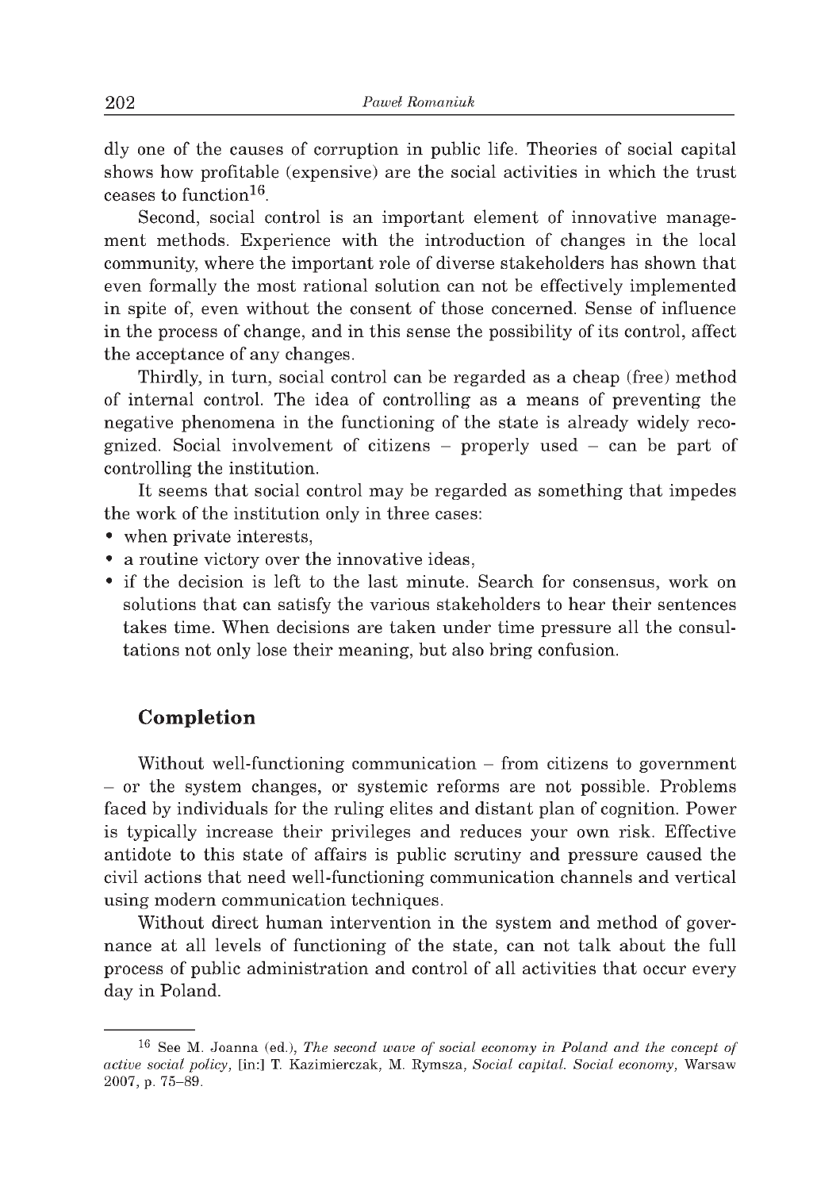dly one of the causes of corruption in public life. Theories of social capital shows how profitable (expensive) are the social activities in which the trust ceases to function[16].

Second, social control is an important element of innovative management methods. Experience with the introduction of changes in the local community, where the important role of diverse stakeholders has shown that even formally the most rational solution can not be effectively implemented in spite of, even without the consent of those concerned. Sense of influence in the process of change, and in this sense the possibility of its control, affect the acceptance of any changes.

Thirdly, in turn, social control can be regarded as a cheap (free) method of internal control. The idea of controlling as a means of preventing the negative phenomena in the functioning of the state is already widely recognized. Social involvement of citizens – properly used – can be part of controlling the institution.

It seems that social control may be regarded as something that impedes the work of the institution only in three cases:

- when private interests,
- a routine victory over the innovative ideas,
- if the decision is left to the last minute. Search for consensus, work on solutions that can satisfy the various stakeholders to hear their sentences takes time. When decisions are taken under time pressure all the consultations not only lose their meaning, but also bring confusion.

## Completion

Without well-functioning communication – from citizens to government – or the system changes, or systemic reforms are not possible. Problems faced by individuals for the ruling elites and distant plan of cognition. Power is typically increase their privileges and reduces your own risk. Effective antidote to this state of affairs is public scrutiny and pressure caused the civil actions that need well-functioning communication channels and vertical using modern communication techniques.

Without direct human intervention in the system and method of governance at all levels of functioning of the state, can not talk about the full process of public administration and control of all activities that occur every day in Poland.

---

[16] See M. Joanna (ed.), *The second wave of social economy in Poland and the concept of active social policy*, [in:] T. Kazimierczak, M. Rymsza, *Social capital. Social economy*, Warsaw 2007, p. 75–89.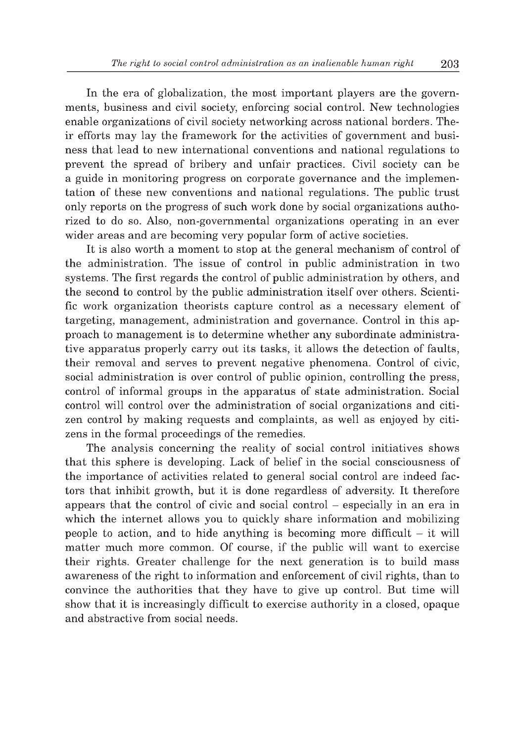In the era of globalization, the most important players are the governments, business and civil society, enforcing social control. New technologies enable organizations of civil society networking across national borders. Their efforts may lay the framework for the activities of government and business that lead to new international conventions and national regulations to prevent the spread of bribery and unfair practices. Civil society can be a guide in monitoring progress on corporate governance and the implementation of these new conventions and national regulations. The public trust only reports on the progress of such work done by social organizations authorized to do so. Also, non-governmental organizations operating in an ever wider areas and are becoming very popular form of active societies.

It is also worth a moment to stop at the general mechanism of control of the administration. The issue of control in public administration in two systems. The first regards the control of public administration by others, and the second to control by the public administration itself over others. Scientific work organization theorists capture control as a necessary element of targeting, management, administration and governance. Control in this approach to management is to determine whether any subordinate administrative apparatus properly carry out its tasks, it allows the detection of faults, their removal and serves to prevent negative phenomena. Control of civic, social administration is over control of public opinion, controlling the press, control of informal groups in the apparatus of state administration. Social control will control over the administration of social organizations and citizen control by making requests and complaints, as well as enjoyed by citizens in the formal proceedings of the remedies.

The analysis concerning the reality of social control initiatives shows that this sphere is developing. Lack of belief in the social consciousness of the importance of activities related to general social control are indeed factors that inhibit growth, but it is done regardless of adversity. It therefore appears that the control of civic and social control – especially in an era in which the internet allows you to quickly share information and mobilizing people to action, and to hide anything is becoming more difficult – it will matter much more common. Of course, if the public will want to exercise their rights. Greater challenge for the next generation is to build mass awareness of the right to information and enforcement of civil rights, than to convince the authorities that they have to give up control. But time will show that it is increasingly difficult to exercise authority in a closed, opaque and abstractive from social needs.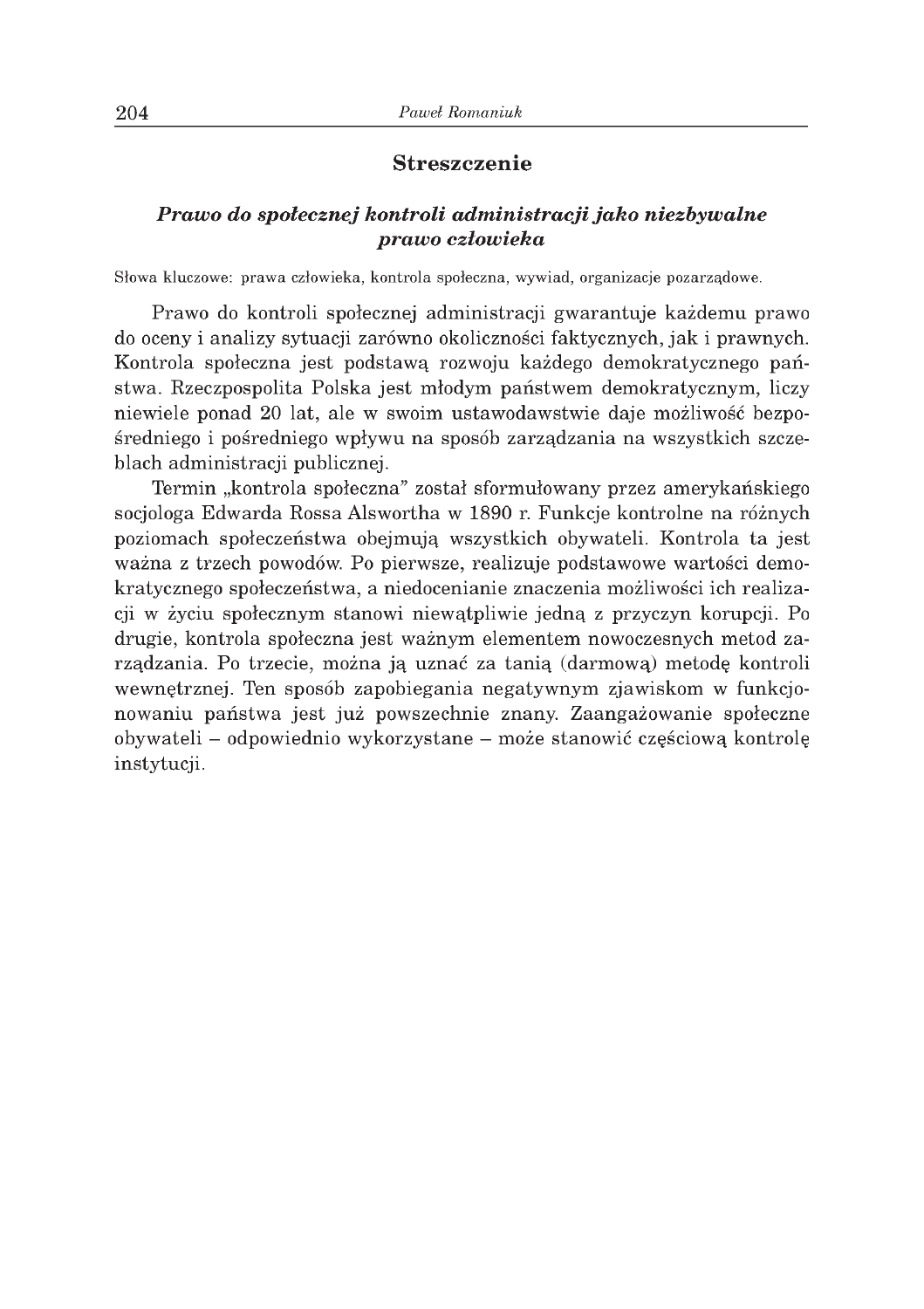## Streszczenie

### *Prawo do społecznej kontroli administracji jako niezbywalne prawo człowieka*

Słowa kluczowe: prawa człowieka, kontrola społeczna, wywiad, organizacje pozarządowe.

Prawo do kontroli społecznej administracji gwarantuje każdemu prawo do oceny i analizy sytuacji zarówno okoliczności faktycznych, jak i prawnych. Kontrola społeczna jest podstawą rozwoju każdego demokratycznego państwa. Rzeczpospolita Polska jest młodym państwem demokratycznym, liczy niewiele ponad 20 lat, ale w swoim ustawodawstwie daje możliwość bezpośredniego i pośredniego wpływu na sposób zarządzania na wszystkich szczeblach administracji publicznej.

Termin „kontrola społeczna" został sformułowany przez amerykańskiego socjologa Edwarda Rossa Alswortha w 1890 r. Funkcje kontrolne na różnych poziomach społeczeństwa obejmują wszystkich obywateli. Kontrola ta jest ważna z trzech powodów. Po pierwsze, realizuje podstawowe wartości demokratycznego społeczeństwa, a niedocenianie znaczenia możliwości ich realizacji w życiu społecznym stanowi niewątpliwie jedną z przyczyn korupcji. Po drugie, kontrola społeczna jest ważnym elementem nowoczesnych metod zarządzania. Po trzecie, można ją uznać za tanią (darmową) metodę kontroli wewnętrznej. Ten sposób zapobiegania negatywnym zjawiskom w funkcjonowaniu państwa jest już powszechnie znany. Zaangażowanie społeczne obywateli – odpowiednio wykorzystane – może stanowić częściową kontrolę instytucji.